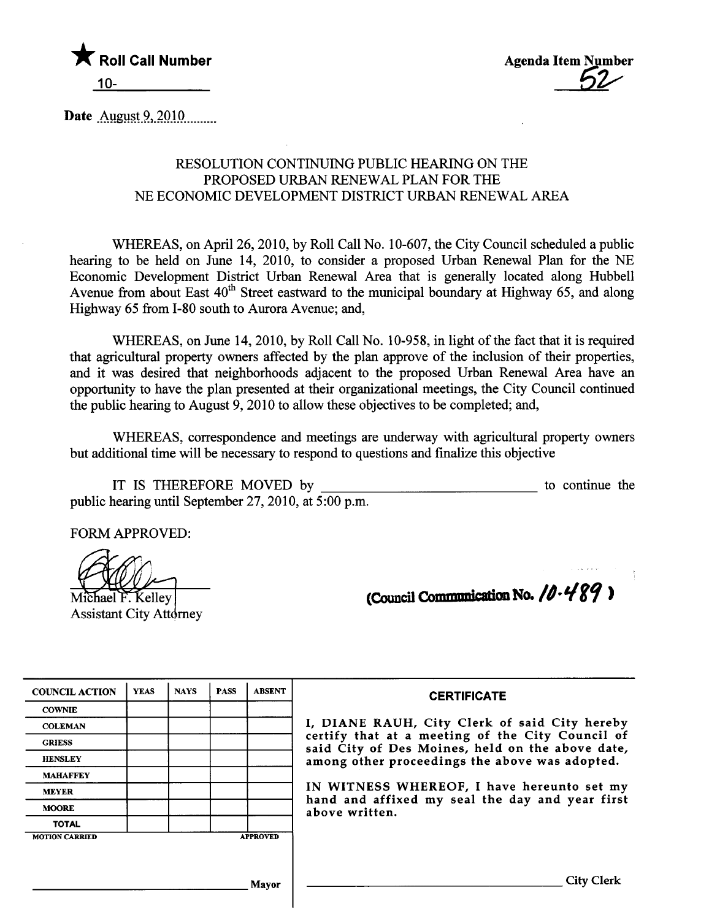★ **Roll Call Number**

10-\_\_\_\_\_\_\_\_\_\_

**Agenda Item Number**

52

**Date** August 9, 2010

### RESOLUTION CONTINUING PUBLIC HEARING ON THE PROPOSED URBAN RENEWAL PLAN FOR THE NE ECONOMIC DEVELOPMENT DISTRICT URBAN RENEWAL AREA

WHEREAS, on April 26, 2010, by Roll Call No. 10-607, the City Council scheduled a public hearing to be held on June 14, 2010, to consider a proposed Urban Renewal Plan for the NE Economic Development District Urban Renewal Area that is generally located along Hubbell Avenue from about East 40th Street eastward to the municipal boundary at Highway 65, and along Highway 65 from I-80 south to Aurora Avenue; and,

WHEREAS, on June 14, 2010, by Roll Call No. 10-958, in light of the fact that it is required that agricultural property owners affected by the plan approve of the inclusion of their properties, and it was desired that neighborhoods adjacent to the proposed Urban Renewal Area have an opportunity to have the plan presented at their organizational meetings, the City Council continued the public hearing to August 9, 2010 to allow these objectives to be completed; and,

WHEREAS, correspondence and meetings are underway with agricultural property owners but additional time will be necessary to respond to questions and finalize this objective

IT IS THEREFORE MOVED by \_\_\_\_\_\_\_\_\_\_\_\_\_\_\_\_\_\_\_\_\_\_\_\_\_\_\_\_\_\_ to continue the public hearing until September 27, 2010, at 5:00 p.m.

FORM APPROVED:

Michael F. Kelley
Assistant City Attorney

(Council Communication No. 10-489)

| COUNCIL ACTION | YEAS | NAYS | PASS | ABSENT |
|---|---|---|---|---|
| COWNIE | | | | |
| COLEMAN | | | | |
| GRIESS | | | | |
| HENSLEY | | | | |
| MAHAFFEY | | | | |
| MEYER | | | | |
| MOORE | | | | |
| TOTAL | | | | |
| MOTION CARRIED | | | | APPROVED |

\_\_\_\_\_\_\_\_\_\_\_\_\_\_\_\_\_\_\_\_\_\_\_\_\_\_\_\_\_\_ Mayor

**CERTIFICATE**

I, DIANE RAUH, City Clerk of said City hereby certify that at a meeting of the City Council of said City of Des Moines, held on the above date, among other proceedings the above was adopted.

IN WITNESS WHEREOF, I have hereunto set my hand and affixed my seal the day and year first above written.

\_\_\_\_\_\_\_\_\_\_\_\_\_\_\_\_\_\_\_\_\_\_\_\_\_\_\_\_\_\_ City Clerk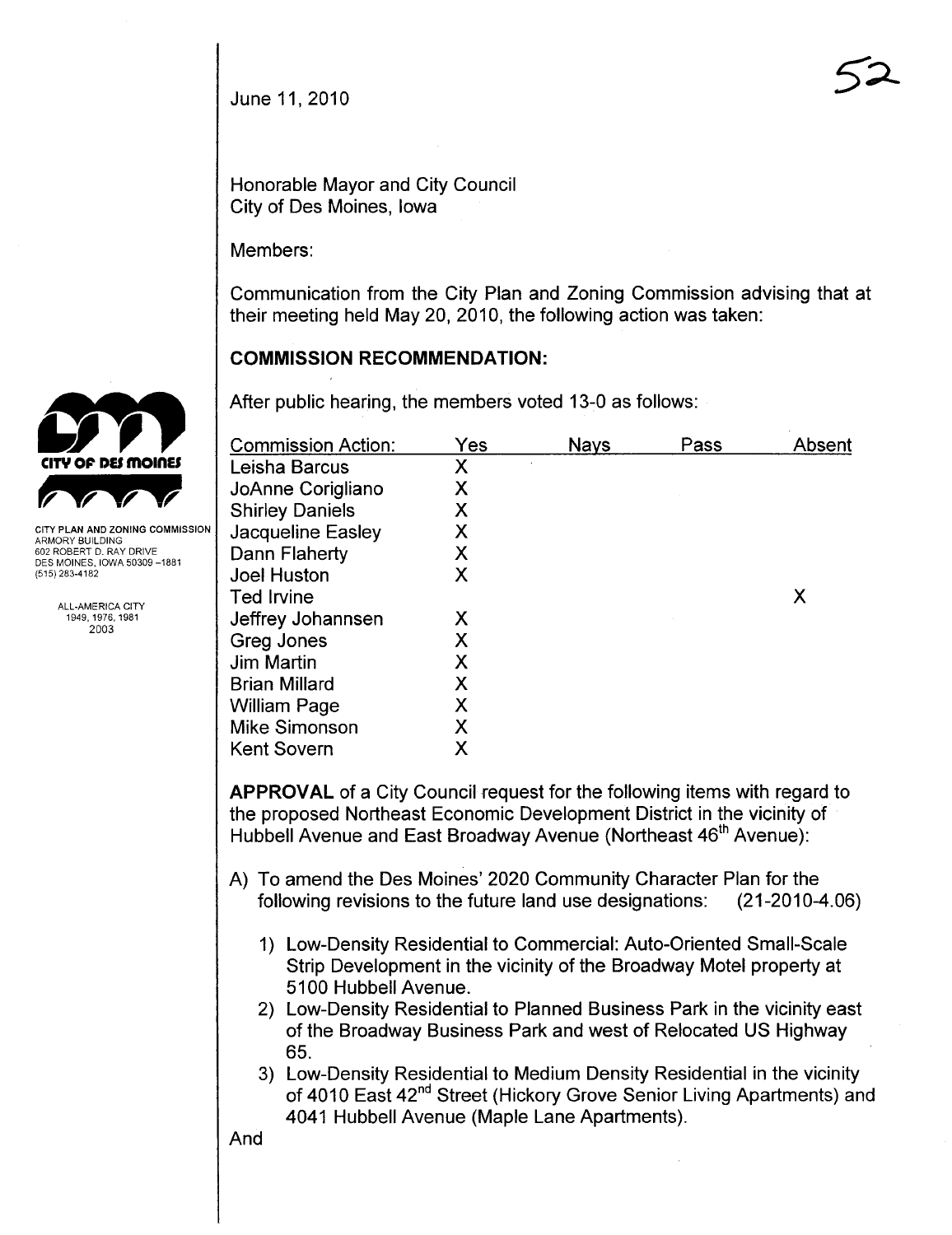52

June 11, 2010

Honorable Mayor and City Council
City of Des Moines, Iowa

Members:

Communication from the City Plan and Zoning Commission advising that at their meeting held May 20, 2010, the following action was taken:

CITY PLAN AND ZONING COMMISSION
ARMORY BUILDING
602 ROBERT D. RAY DRIVE
DES MOINES, IOWA 50309-1881
(515) 283-4182

ALL-AMERICA CITY
1949, 1976, 1981
2003

## COMMISSION RECOMMENDATION:

After public hearing, the members voted 13-0 as follows:

| Commission Action: | Yes | Nays | Pass | Absent |
|---|---|---|---|---|
| Leisha Barcus | X | | | |
| JoAnne Corigliano | X | | | |
| Shirley Daniels | X | | | |
| Jacqueline Easley | X | | | |
| Dann Flaherty | X | | | |
| Joel Huston | X | | | |
| Ted Irvine | | | | X |
| Jeffrey Johannsen | X | | | |
| Greg Jones | X | | | |
| Jim Martin | X | | | |
| Brian Millard | X | | | |
| William Page | X | | | |
| Mike Simonson | X | | | |
| Kent Sovern | X | | | |

**APPROVAL** of a City Council request for the following items with regard to the proposed Northeast Economic Development District in the vicinity of Hubbell Avenue and East Broadway Avenue (Northeast 46th Avenue):

A) To amend the Des Moines' 2020 Community Character Plan for the following revisions to the future land use designations: (21-2010-4.06)

1) Low-Density Residential to Commercial: Auto-Oriented Small-Scale Strip Development in the vicinity of the Broadway Motel property at 5100 Hubbell Avenue.
2) Low-Density Residential to Planned Business Park in the vicinity east of the Broadway Business Park and west of Relocated US Highway 65.
3) Low-Density Residential to Medium Density Residential in the vicinity of 4010 East 42nd Street (Hickory Grove Senior Living Apartments) and 4041 Hubbell Avenue (Maple Lane Apartments).

And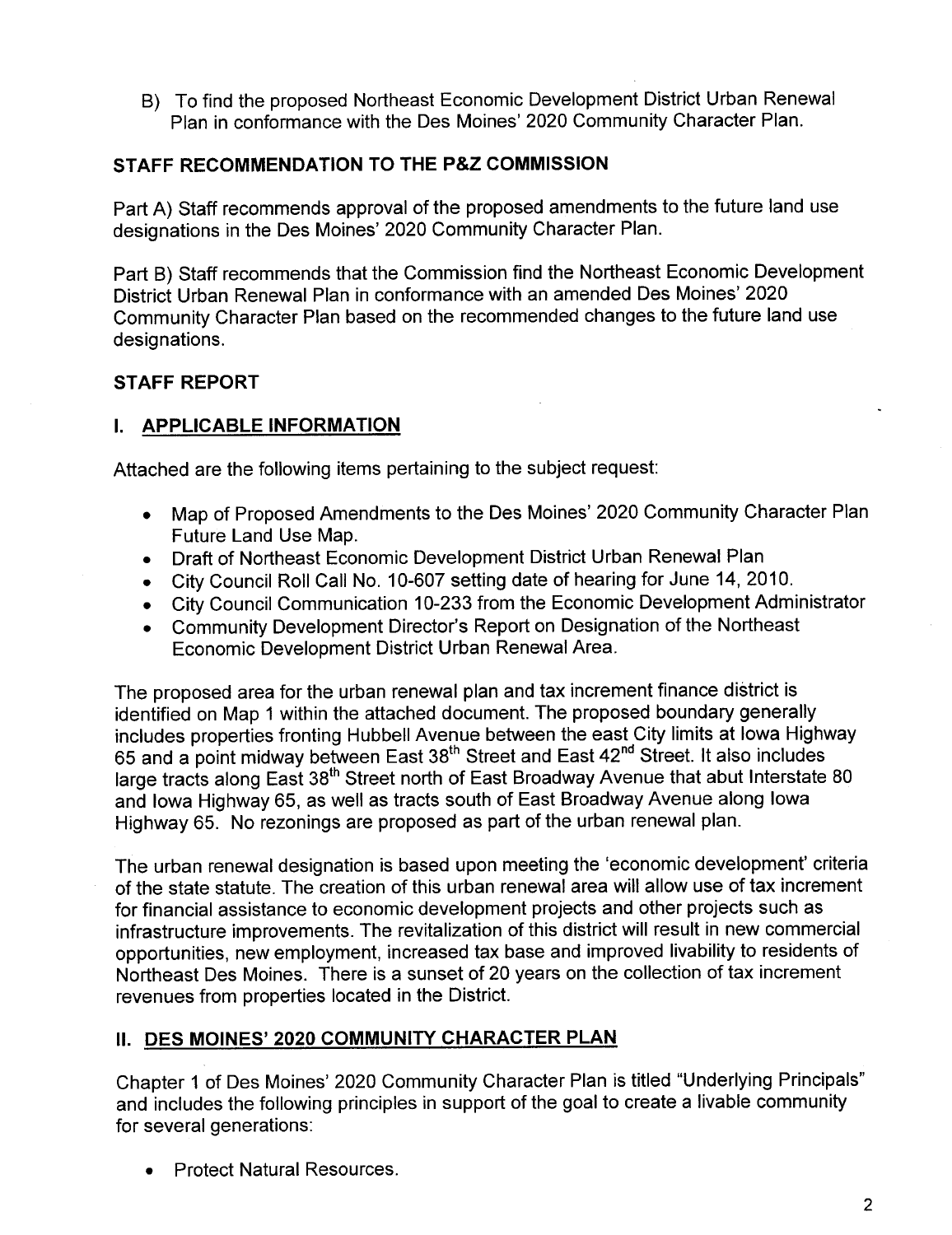B) To find the proposed Northeast Economic Development District Urban Renewal Plan in conformance with the Des Moines' 2020 Community Character Plan.

## STAFF RECOMMENDATION TO THE P&Z COMMISSION

Part A) Staff recommends approval of the proposed amendments to the future land use designations in the Des Moines' 2020 Community Character Plan.

Part B) Staff recommends that the Commission find the Northeast Economic Development District Urban Renewal Plan in conformance with an amended Des Moines' 2020 Community Character Plan based on the recommended changes to the future land use designations.

## STAFF REPORT

### I. APPLICABLE INFORMATION

Attached are the following items pertaining to the subject request:

- Map of Proposed Amendments to the Des Moines' 2020 Community Character Plan Future Land Use Map.
- Draft of Northeast Economic Development District Urban Renewal Plan
- City Council Roll Call No. 10-607 setting date of hearing for June 14, 2010.
- City Council Communication 10-233 from the Economic Development Administrator
- Community Development Director's Report on Designation of the Northeast Economic Development District Urban Renewal Area.

The proposed area for the urban renewal plan and tax increment finance district is identified on Map 1 within the attached document. The proposed boundary generally includes properties fronting Hubbell Avenue between the east City limits at Iowa Highway 65 and a point midway between East 38th Street and East 42nd Street. It also includes large tracts along East 38th Street north of East Broadway Avenue that abut Interstate 80 and Iowa Highway 65, as well as tracts south of East Broadway Avenue along Iowa Highway 65. No rezonings are proposed as part of the urban renewal plan.

The urban renewal designation is based upon meeting the 'economic development' criteria of the state statute. The creation of this urban renewal area will allow use of tax increment for financial assistance to economic development projects and other projects such as infrastructure improvements. The revitalization of this district will result in new commercial opportunities, new employment, increased tax base and improved livability to residents of Northeast Des Moines. There is a sunset of 20 years on the collection of tax increment revenues from properties located in the District.

### II. DES MOINES' 2020 COMMUNITY CHARACTER PLAN

Chapter 1 of Des Moines' 2020 Community Character Plan is titled "Underlying Principals" and includes the following principles in support of the goal to create a livable community for several generations:

- Protect Natural Resources.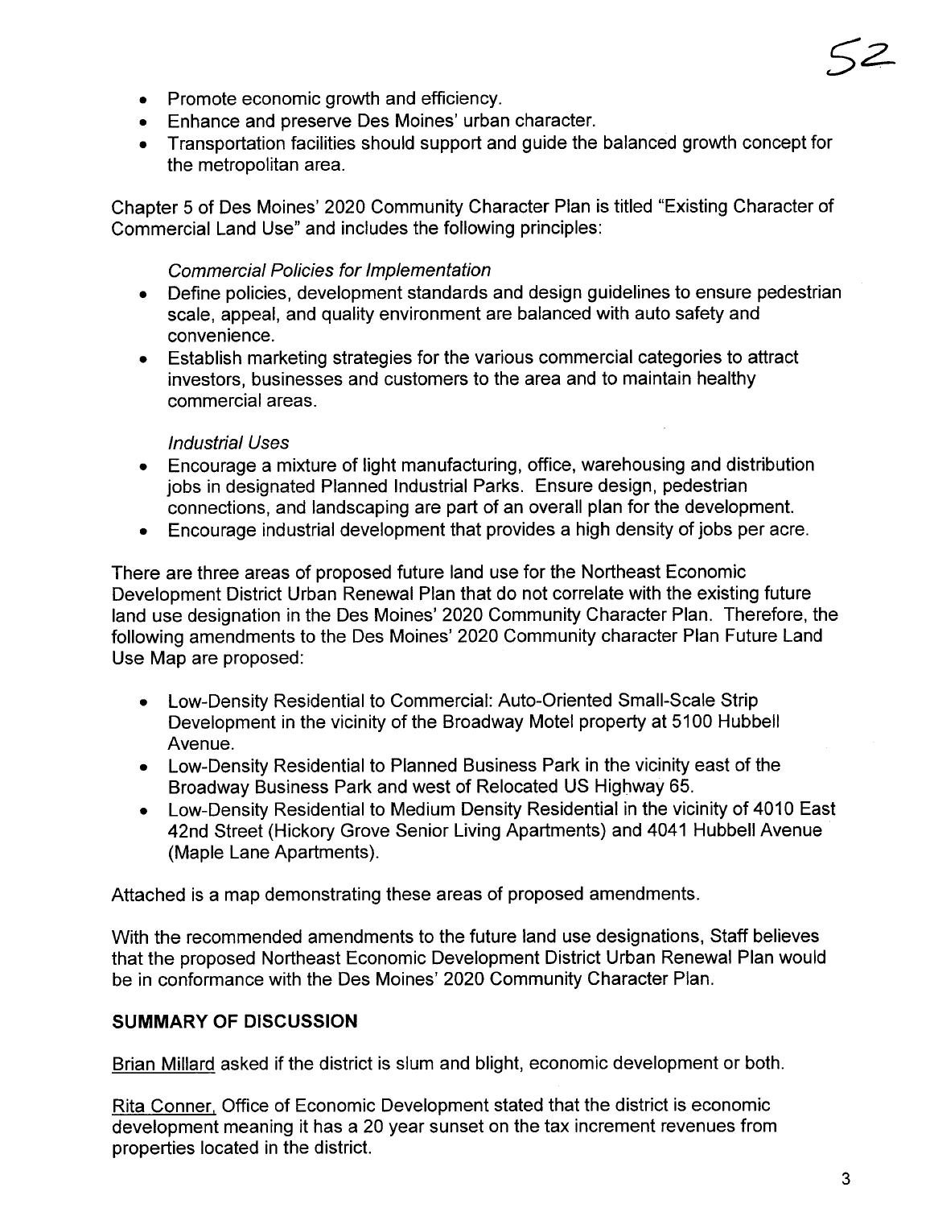- Promote economic growth and efficiency.
- Enhance and preserve Des Moines' urban character.
- Transportation facilities should support and guide the balanced growth concept for the metropolitan area.

Chapter 5 of Des Moines' 2020 Community Character Plan is titled "Existing Character of Commercial Land Use" and includes the following principles:

*Commercial Policies for Implementation*

- Define policies, development standards and design guidelines to ensure pedestrian scale, appeal, and quality environment are balanced with auto safety and convenience.
- Establish marketing strategies for the various commercial categories to attract investors, businesses and customers to the area and to maintain healthy commercial areas.

*Industrial Uses*

- Encourage a mixture of light manufacturing, office, warehousing and distribution jobs in designated Planned Industrial Parks. Ensure design, pedestrian connections, and landscaping are part of an overall plan for the development.
- Encourage industrial development that provides a high density of jobs per acre.

There are three areas of proposed future land use for the Northeast Economic Development District Urban Renewal Plan that do not correlate with the existing future land use designation in the Des Moines' 2020 Community Character Plan. Therefore, the following amendments to the Des Moines' 2020 Community character Plan Future Land Use Map are proposed:

- Low-Density Residential to Commercial: Auto-Oriented Small-Scale Strip Development in the vicinity of the Broadway Motel property at 5100 Hubbell Avenue.
- Low-Density Residential to Planned Business Park in the vicinity east of the Broadway Business Park and west of Relocated US Highway 65.
- Low-Density Residential to Medium Density Residential in the vicinity of 4010 East 42nd Street (Hickory Grove Senior Living Apartments) and 4041 Hubbell Avenue (Maple Lane Apartments).

Attached is a map demonstrating these areas of proposed amendments.

With the recommended amendments to the future land use designations, Staff believes that the proposed Northeast Economic Development District Urban Renewal Plan would be in conformance with the Des Moines' 2020 Community Character Plan.

## SUMMARY OF DISCUSSION

Brian Millard asked if the district is slum and blight, economic development or both.

Rita Conner, Office of Economic Development stated that the district is economic development meaning it has a 20 year sunset on the tax increment revenues from properties located in the district.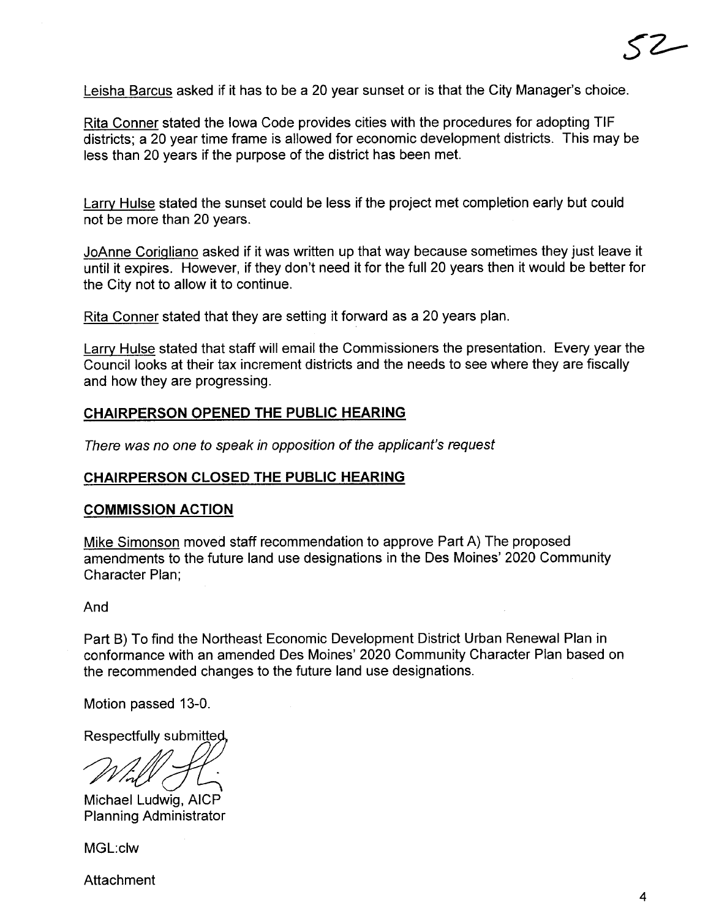52

Leisha Barcus asked if it has to be a 20 year sunset or is that the City Manager's choice.

Rita Conner stated the Iowa Code provides cities with the procedures for adopting TIF districts; a 20 year time frame is allowed for economic development districts. This may be less than 20 years if the purpose of the district has been met.

Larry Hulse stated the sunset could be less if the project met completion early but could not be more than 20 years.

JoAnne Corigliano asked if it was written up that way because sometimes they just leave it until it expires. However, if they don't need it for the full 20 years then it would be better for the City not to allow it to continue.

Rita Conner stated that they are setting it forward as a 20 years plan.

Larry Hulse stated that staff will email the Commissioners the presentation. Every year the Council looks at their tax increment districts and the needs to see where they are fiscally and how they are progressing.

**CHAIRPERSON OPENED THE PUBLIC HEARING**

*There was no one to speak in opposition of the applicant's request*

**CHAIRPERSON CLOSED THE PUBLIC HEARING**

**COMMISSION ACTION**

Mike Simonson moved staff recommendation to approve Part A) The proposed amendments to the future land use designations in the Des Moines' 2020 Community Character Plan;

And

Part B) To find the Northeast Economic Development District Urban Renewal Plan in conformance with an amended Des Moines' 2020 Community Character Plan based on the recommended changes to the future land use designations.

Motion passed 13-0.

Respectfully submitted,

Michael Ludwig, AICP
Planning Administrator

MGL:clw

Attachment